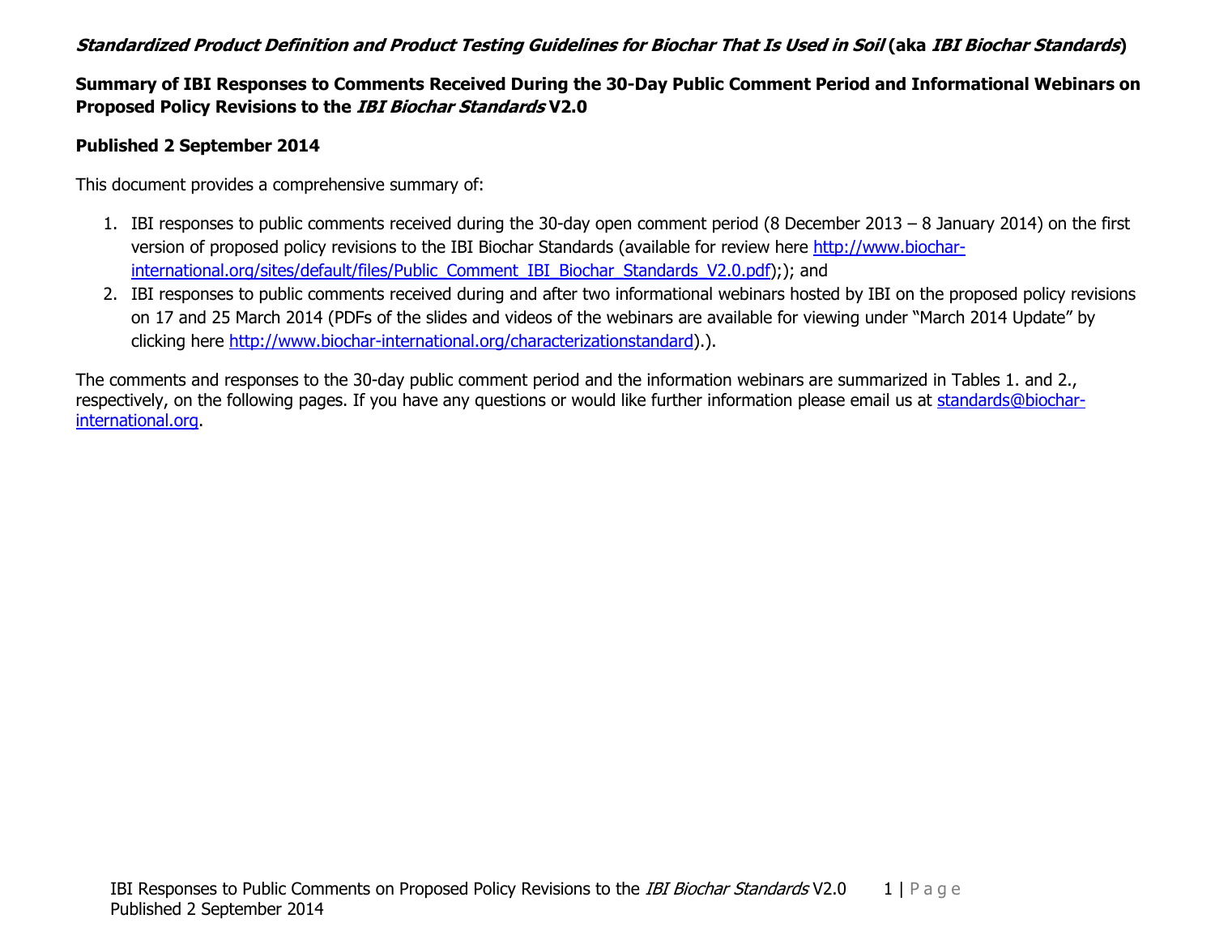***Standardized Product Definition and Product Testing Guidelines for Biochar That Is Used in Soil* (aka *IBI Biochar Standards*)**

**Summary of IBI Responses to Comments Received During the 30-Day Public Comment Period and Informational Webinars on Proposed Policy Revisions to the *IBI Biochar Standards* V2.0**

**Published 2 September 2014**

This document provides a comprehensive summary of:

1. IBI responses to public comments received during the 30-day open comment period (8 December 2013 – 8 January 2014) on the first version of proposed policy revisions to the IBI Biochar Standards (available for review here http://www.biochar-international.org/sites/default/files/Public_Comment_IBI_Biochar_Standards_V2.0.pdf);); and
2. IBI responses to public comments received during and after two informational webinars hosted by IBI on the proposed policy revisions on 17 and 25 March 2014 (PDFs of the slides and videos of the webinars are available for viewing under "March 2014 Update" by clicking here http://www.biochar-international.org/characterizationstandard).).

The comments and responses to the 30-day public comment period and the information webinars are summarized in Tables 1. and 2., respectively, on the following pages. If you have any questions or would like further information please email us at standards@biochar-international.org.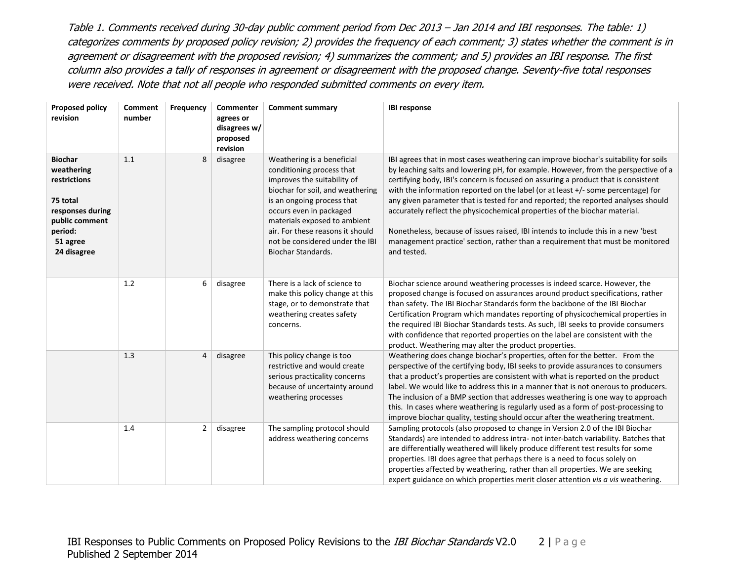*Table 1. Comments received during 30-day public comment period from Dec 2013 – Jan 2014 and IBI responses. The table: 1) categorizes comments by proposed policy revision; 2) provides the frequency of each comment; 3) states whether the comment is in agreement or disagreement with the proposed revision; 4) summarizes the comment; and 5) provides an IBI response. The first column also provides a tally of responses in agreement or disagreement with the proposed change. Seventy-five total responses were received. Note that not all people who responded submitted comments on every item.*

| Proposed policy revision | Comment number | Frequency | Commenter agrees or disagrees w/ proposed revision | Comment summary | IBI response |
|---|---|---|---|---|---|
| **Biochar weathering restrictions**<br><br>**75 total responses during public comment period:**<br>**51 agree**<br>**24 disagree** | 1.1 | 8 | disagree | Weathering is a beneficial conditioning process that improves the suitability of biochar for soil, and weathering is an ongoing process that occurs even in packaged materials exposed to ambient air. For these reasons it should not be considered under the IBI Biochar Standards. | IBI agrees that in most cases weathering can improve biochar's suitability for soils by leaching salts and lowering pH, for example. However, from the perspective of a certifying body, IBI's concern is focused on assuring a product that is consistent with the information reported on the label (or at least +/- some percentage) for any given parameter that is tested for and reported; the reported analyses should accurately reflect the physicochemical properties of the biochar material.<br><br>Nonetheless, because of issues raised, IBI intends to include this in a new 'best management practice' section, rather than a requirement that must be monitored and tested. |
| | 1.2 | 6 | disagree | There is a lack of science to make this policy change at this stage, or to demonstrate that weathering creates safety concerns. | Biochar science around weathering processes is indeed scarce. However, the proposed change is focused on assurances around product specifications, rather than safety. The IBI Biochar Standards form the backbone of the IBI Biochar Certification Program which mandates reporting of physicochemical properties in the required IBI Biochar Standards tests. As such, IBI seeks to provide consumers with confidence that reported properties on the label are consistent with the product. Weathering may alter the product properties. |
| | 1.3 | 4 | disagree | This policy change is too restrictive and would create serious practicality concerns because of uncertainty around weathering processes | Weathering does change biochar's properties, often for the better. From the perspective of the certifying body, IBI seeks to provide assurances to consumers that a product's properties are consistent with what is reported on the product label. We would like to address this in a manner that is not onerous to producers. The inclusion of a BMP section that addresses weathering is one way to approach this. In cases where weathering is regularly used as a form of post-processing to improve biochar quality, testing should occur after the weathering treatment. |
| | 1.4 | 2 | disagree | The sampling protocol should address weathering concerns | Sampling protocols (also proposed to change in Version 2.0 of the IBI Biochar Standards) are intended to address intra- not inter-batch variability. Batches that are differentially weathered will likely produce different test results for some properties. IBI does agree that perhaps there is a need to focus solely on properties affected by weathering, rather than all properties. We are seeking expert guidance on which properties merit closer attention *vis a vis* weathering. |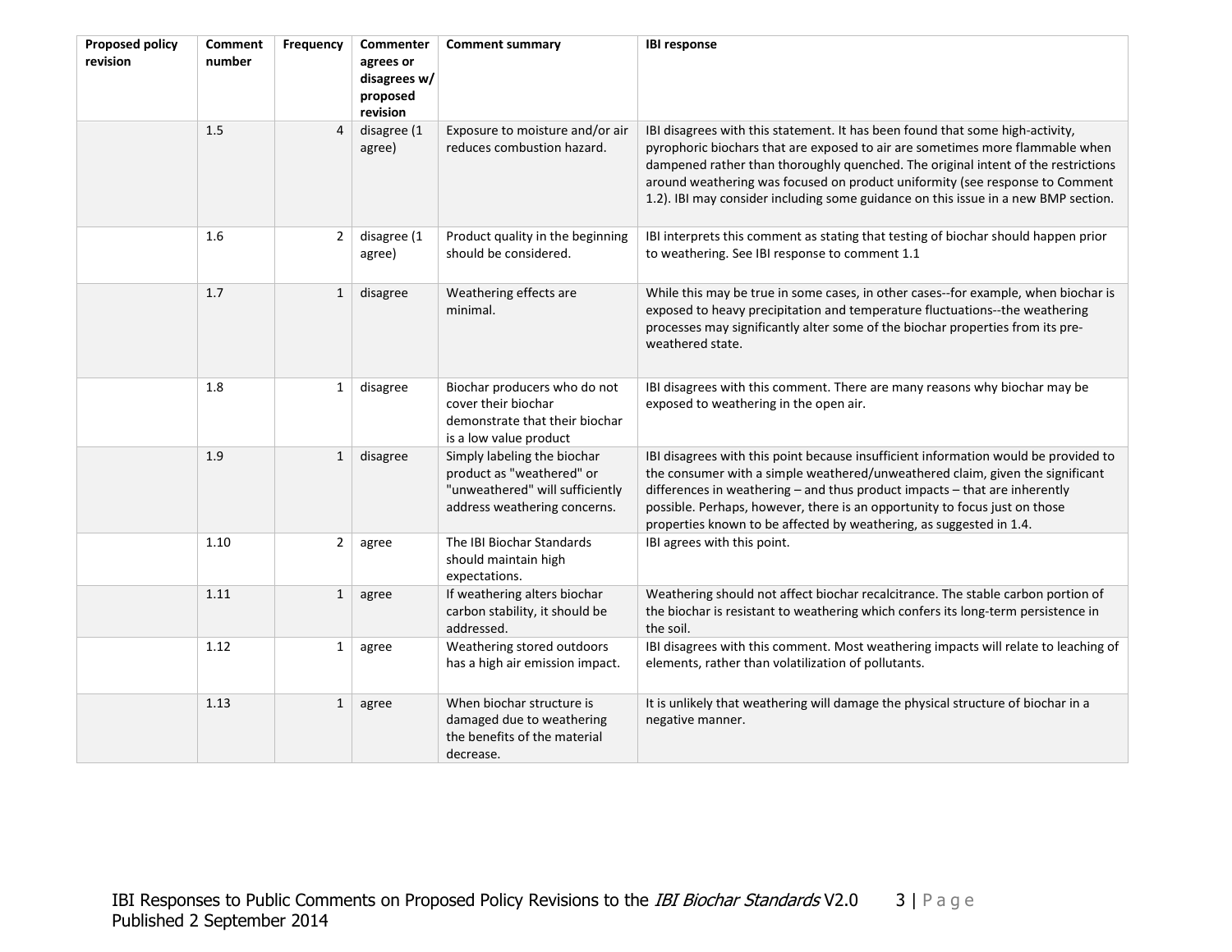| Proposed policy revision | Comment number | Frequency | Commenter agrees or disagrees w/ proposed revision | Comment summary | IBI response |
|---|---|---|---|---|---|
| | 1.5 | 4 | disagree (1 agree) | Exposure to moisture and/or air reduces combustion hazard. | IBI disagrees with this statement. It has been found that some high-activity, pyrophoric biochars that are exposed to air are sometimes more flammable when dampened rather than thoroughly quenched. The original intent of the restrictions around weathering was focused on product uniformity (see response to Comment 1.2). IBI may consider including some guidance on this issue in a new BMP section. |
| | 1.6 | 2 | disagree (1 agree) | Product quality in the beginning should be considered. | IBI interprets this comment as stating that testing of biochar should happen prior to weathering. See IBI response to comment 1.1 |
| | 1.7 | 1 | disagree | Weathering effects are minimal. | While this may be true in some cases, in other cases--for example, when biochar is exposed to heavy precipitation and temperature fluctuations--the weathering processes may significantly alter some of the biochar properties from its pre-weathered state. |
| | 1.8 | 1 | disagree | Biochar producers who do not cover their biochar demonstrate that their biochar is a low value product | IBI disagrees with this comment. There are many reasons why biochar may be exposed to weathering in the open air. |
| | 1.9 | 1 | disagree | Simply labeling the biochar product as "weathered" or "unweathered" will sufficiently address weathering concerns. | IBI disagrees with this point because insufficient information would be provided to the consumer with a simple weathered/unweathered claim, given the significant differences in weathering – and thus product impacts – that are inherently possible. Perhaps, however, there is an opportunity to focus just on those properties known to be affected by weathering, as suggested in 1.4. |
| | 1.10 | 2 | agree | The IBI Biochar Standards should maintain high expectations. | IBI agrees with this point. |
| | 1.11 | 1 | agree | If weathering alters biochar carbon stability, it should be addressed. | Weathering should not affect biochar recalcitrance. The stable carbon portion of the biochar is resistant to weathering which confers its long-term persistence in the soil. |
| | 1.12 | 1 | agree | Weathering stored outdoors has a high air emission impact. | IBI disagrees with this comment. Most weathering impacts will relate to leaching of elements, rather than volatilization of pollutants. |
| | 1.13 | 1 | agree | When biochar structure is damaged due to weathering the benefits of the material decrease. | It is unlikely that weathering will damage the physical structure of biochar in a negative manner. |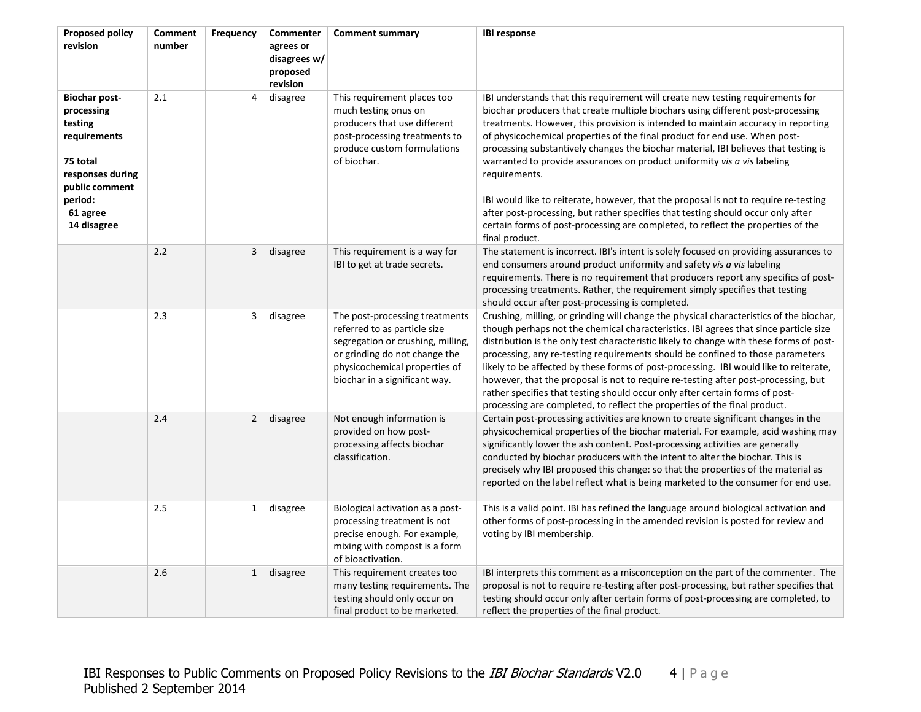| Proposed policy revision | Comment number | Frequency | Commenter agrees or disagrees w/ proposed revision | Comment summary | IBI response |
|---|---|---|---|---|---|
| **Biochar post-processing testing requirements**<br><br>**75 total responses during public comment period:**<br>**61 agree**<br>**14 disagree** | 2.1 | 4 | disagree | This requirement places too much testing onus on producers that use different post-processing treatments to produce custom formulations of biochar. | IBI understands that this requirement will create new testing requirements for biochar producers that create multiple biochars using different post-processing treatments. However, this provision is intended to maintain accuracy in reporting of physicochemical properties of the final product for end use. When post-processing substantively changes the biochar material, IBI believes that testing is warranted to provide assurances on product uniformity *vis a vis* labeling requirements.<br><br>IBI would like to reiterate, however, that the proposal is not to require re-testing after post-processing, but rather specifies that testing should occur only after certain forms of post-processing are completed, to reflect the properties of the final product. |
| | 2.2 | 3 | disagree | This requirement is a way for IBI to get at trade secrets. | The statement is incorrect. IBI's intent is solely focused on providing assurances to end consumers around product uniformity and safety *vis a vis* labeling requirements. There is no requirement that producers report any specifics of post-processing treatments. Rather, the requirement simply specifies that testing should occur after post-processing is completed. |
| | 2.3 | 3 | disagree | The post-processing treatments referred to as particle size segregation or crushing, milling, or grinding do not change the physicochemical properties of biochar in a significant way. | Crushing, milling, or grinding will change the physical characteristics of the biochar, though perhaps not the chemical characteristics. IBI agrees that since particle size distribution is the only test characteristic likely to change with these forms of post-processing, any re-testing requirements should be confined to those parameters likely to be affected by these forms of post-processing. IBI would like to reiterate, however, that the proposal is not to require re-testing after post-processing, but rather specifies that testing should occur only after certain forms of post-processing are completed, to reflect the properties of the final product. |
| | 2.4 | 2 | disagree | Not enough information is provided on how post-processing affects biochar classification. | Certain post-processing activities are known to create significant changes in the physicochemical properties of the biochar material. For example, acid washing may significantly lower the ash content. Post-processing activities are generally conducted by biochar producers with the intent to alter the biochar. This is precisely why IBI proposed this change: so that the properties of the material as reported on the label reflect what is being marketed to the consumer for end use. |
| | 2.5 | 1 | disagree | Biological activation as a post-processing treatment is not precise enough. For example, mixing with compost is a form of bioactivation. | This is a valid point. IBI has refined the language around biological activation and other forms of post-processing in the amended revision is posted for review and voting by IBI membership. |
| | 2.6 | 1 | disagree | This requirement creates too many testing requirements. The testing should only occur on final product to be marketed. | IBI interprets this comment as a misconception on the part of the commenter. The proposal is not to require re-testing after post-processing, but rather specifies that testing should occur only after certain forms of post-processing are completed, to reflect the properties of the final product. |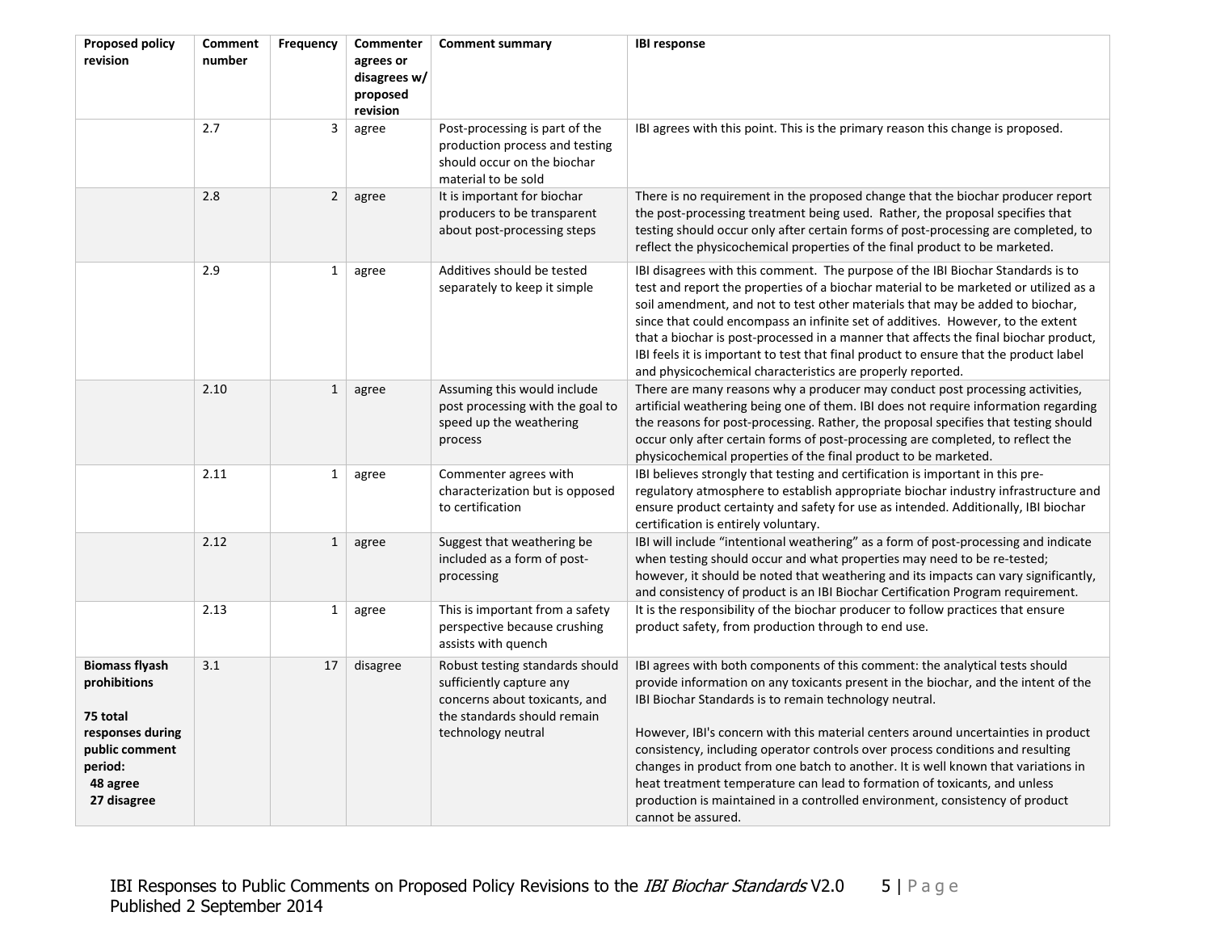| Proposed policy revision | Comment number | Frequency | Commenter agrees or disagrees w/ proposed revision | Comment summary | IBI response |
|---|---|---|---|---|---|
| | 2.7 | 3 | agree | Post-processing is part of the production process and testing should occur on the biochar material to be sold | IBI agrees with this point. This is the primary reason this change is proposed. |
| | 2.8 | 2 | agree | It is important for biochar producers to be transparent about post-processing steps | There is no requirement in the proposed change that the biochar producer report the post-processing treatment being used. Rather, the proposal specifies that testing should occur only after certain forms of post-processing are completed, to reflect the physicochemical properties of the final product to be marketed. |
| | 2.9 | 1 | agree | Additives should be tested separately to keep it simple | IBI disagrees with this comment. The purpose of the IBI Biochar Standards is to test and report the properties of a biochar material to be marketed or utilized as a soil amendment, and not to test other materials that may be added to biochar, since that could encompass an infinite set of additives. However, to the extent that a biochar is post-processed in a manner that affects the final biochar product, IBI feels it is important to test that final product to ensure that the product label and physicochemical characteristics are properly reported. |
| | 2.10 | 1 | agree | Assuming this would include post processing with the goal to speed up the weathering process | There are many reasons why a producer may conduct post processing activities, artificial weathering being one of them. IBI does not require information regarding the reasons for post-processing. Rather, the proposal specifies that testing should occur only after certain forms of post-processing are completed, to reflect the physicochemical properties of the final product to be marketed. |
| | 2.11 | 1 | agree | Commenter agrees with characterization but is opposed to certification | IBI believes strongly that testing and certification is important in this pre-regulatory atmosphere to establish appropriate biochar industry infrastructure and ensure product certainty and safety for use as intended. Additionally, IBI biochar certification is entirely voluntary. |
| | 2.12 | 1 | agree | Suggest that weathering be included as a form of post-processing | IBI will include "intentional weathering" as a form of post-processing and indicate when testing should occur and what properties may need to be re-tested; however, it should be noted that weathering and its impacts can vary significantly, and consistency of product is an IBI Biochar Certification Program requirement. |
| | 2.13 | 1 | agree | This is important from a safety perspective because crushing assists with quench | It is the responsibility of the biochar producer to follow practices that ensure product safety, from production through to end use. |
| **Biomass flyash prohibitions**<br><br>**75 total responses during public comment period:**<br>**48 agree**<br>**27 disagree** | 3.1 | 17 | disagree | Robust testing standards should sufficiently capture any concerns about toxicants, and the standards should remain technology neutral | IBI agrees with both components of this comment: the analytical tests should provide information on any toxicants present in the biochar, and the intent of the IBI Biochar Standards is to remain technology neutral.<br><br>However, IBI's concern with this material centers around uncertainties in product consistency, including operator controls over process conditions and resulting changes in product from one batch to another. It is well known that variations in heat treatment temperature can lead to formation of toxicants, and unless production is maintained in a controlled environment, consistency of product cannot be assured. |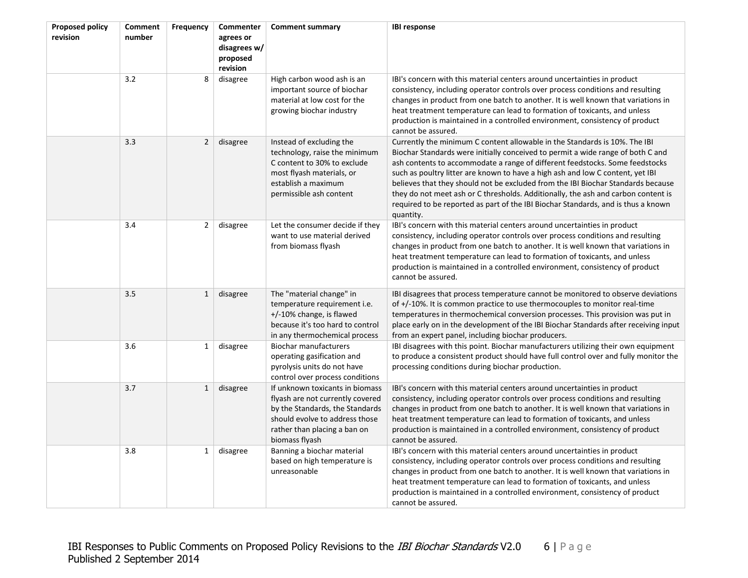| Proposed policy revision | Comment number | Frequency | Commenter agrees or disagrees w/ proposed revision | Comment summary | IBI response |
|---|---|---|---|---|---|
| | 3.2 | 8 | disagree | High carbon wood ash is an important source of biochar material at low cost for the growing biochar industry | IBI's concern with this material centers around uncertainties in product consistency, including operator controls over process conditions and resulting changes in product from one batch to another. It is well known that variations in heat treatment temperature can lead to formation of toxicants, and unless production is maintained in a controlled environment, consistency of product cannot be assured. |
| | 3.3 | 2 | disagree | Instead of excluding the technology, raise the minimum C content to 30% to exclude most flyash materials, or establish a maximum permissible ash content | Currently the minimum C content allowable in the Standards is 10%. The IBI Biochar Standards were initially conceived to permit a wide range of both C and ash contents to accommodate a range of different feedstocks. Some feedstocks such as poultry litter are known to have a high ash and low C content, yet IBI believes that they should not be excluded from the IBI Biochar Standards because they do not meet ash or C thresholds. Additionally, the ash and carbon content is required to be reported as part of the IBI Biochar Standards, and is thus a known quantity. |
| | 3.4 | 2 | disagree | Let the consumer decide if they want to use material derived from biomass flyash | IBI's concern with this material centers around uncertainties in product consistency, including operator controls over process conditions and resulting changes in product from one batch to another. It is well known that variations in heat treatment temperature can lead to formation of toxicants, and unless production is maintained in a controlled environment, consistency of product cannot be assured. |
| | 3.5 | 1 | disagree | The "material change" in temperature requirement i.e. +/-10% change, is flawed because it's too hard to control in any thermochemical process | IBI disagrees that process temperature cannot be monitored to observe deviations of +/-10%. It is common practice to use thermocouples to monitor real-time temperatures in thermochemical conversion processes. This provision was put in place early on in the development of the IBI Biochar Standards after receiving input from an expert panel, including biochar producers. |
| | 3.6 | 1 | disagree | Biochar manufacturers operating gasification and pyrolysis units do not have control over process conditions | IBI disagrees with this point. Biochar manufacturers utilizing their own equipment to produce a consistent product should have full control over and fully monitor the processing conditions during biochar production. |
| | 3.7 | 1 | disagree | If unknown toxicants in biomass flyash are not currently covered by the Standards, the Standards should evolve to address those rather than placing a ban on biomass flyash | IBI's concern with this material centers around uncertainties in product consistency, including operator controls over process conditions and resulting changes in product from one batch to another. It is well known that variations in heat treatment temperature can lead to formation of toxicants, and unless production is maintained in a controlled environment, consistency of product cannot be assured. |
| | 3.8 | 1 | disagree | Banning a biochar material based on high temperature is unreasonable | IBI's concern with this material centers around uncertainties in product consistency, including operator controls over process conditions and resulting changes in product from one batch to another. It is well known that variations in heat treatment temperature can lead to formation of toxicants, and unless production is maintained in a controlled environment, consistency of product cannot be assured. |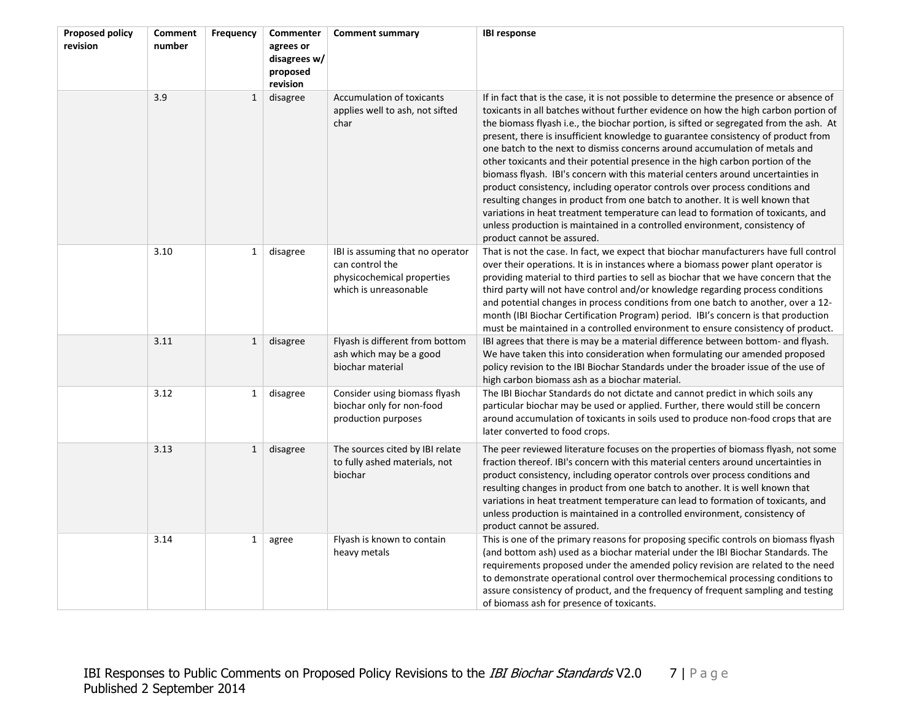| Proposed policy revision | Comment number | Frequency | Commenter agrees or disagrees w/ proposed revision | Comment summary | IBI response |
|---|---|---|---|---|---|
| | 3.9 | 1 | disagree | Accumulation of toxicants applies well to ash, not sifted char | If in fact that is the case, it is not possible to determine the presence or absence of toxicants in all batches without further evidence on how the high carbon portion of the biomass flyash i.e., the biochar portion, is sifted or segregated from the ash. At present, there is insufficient knowledge to guarantee consistency of product from one batch to the next to dismiss concerns around accumulation of metals and other toxicants and their potential presence in the high carbon portion of the biomass flyash. IBI's concern with this material centers around uncertainties in product consistency, including operator controls over process conditions and resulting changes in product from one batch to another. It is well known that variations in heat treatment temperature can lead to formation of toxicants, and unless production is maintained in a controlled environment, consistency of product cannot be assured. |
| | 3.10 | 1 | disagree | IBI is assuming that no operator can control the physicochemical properties which is unreasonable | That is not the case. In fact, we expect that biochar manufacturers have full control over their operations. It is in instances where a biomass power plant operator is providing material to third parties to sell as biochar that we have concern that the third party will not have control and/or knowledge regarding process conditions and potential changes in process conditions from one batch to another, over a 12-month (IBI Biochar Certification Program) period. IBI's concern is that production must be maintained in a controlled environment to ensure consistency of product. |
| | 3.11 | 1 | disagree | Flyash is different from bottom ash which may be a good biochar material | IBI agrees that there is may be a material difference between bottom- and flyash. We have taken this into consideration when formulating our amended proposed policy revision to the IBI Biochar Standards under the broader issue of the use of high carbon biomass ash as a biochar material. |
| | 3.12 | 1 | disagree | Consider using biomass flyash biochar only for non-food production purposes | The IBI Biochar Standards do not dictate and cannot predict in which soils any particular biochar may be used or applied. Further, there would still be concern around accumulation of toxicants in soils used to produce non-food crops that are later converted to food crops. |
| | 3.13 | 1 | disagree | The sources cited by IBI relate to fully ashed materials, not biochar | The peer reviewed literature focuses on the properties of biomass flyash, not some fraction thereof. IBI's concern with this material centers around uncertainties in product consistency, including operator controls over process conditions and resulting changes in product from one batch to another. It is well known that variations in heat treatment temperature can lead to formation of toxicants, and unless production is maintained in a controlled environment, consistency of product cannot be assured. |
| | 3.14 | 1 | agree | Flyash is known to contain heavy metals | This is one of the primary reasons for proposing specific controls on biomass flyash (and bottom ash) used as a biochar material under the IBI Biochar Standards. The requirements proposed under the amended policy revision are related to the need to demonstrate operational control over thermochemical processing conditions to assure consistency of product, and the frequency of frequent sampling and testing of biomass ash for presence of toxicants. |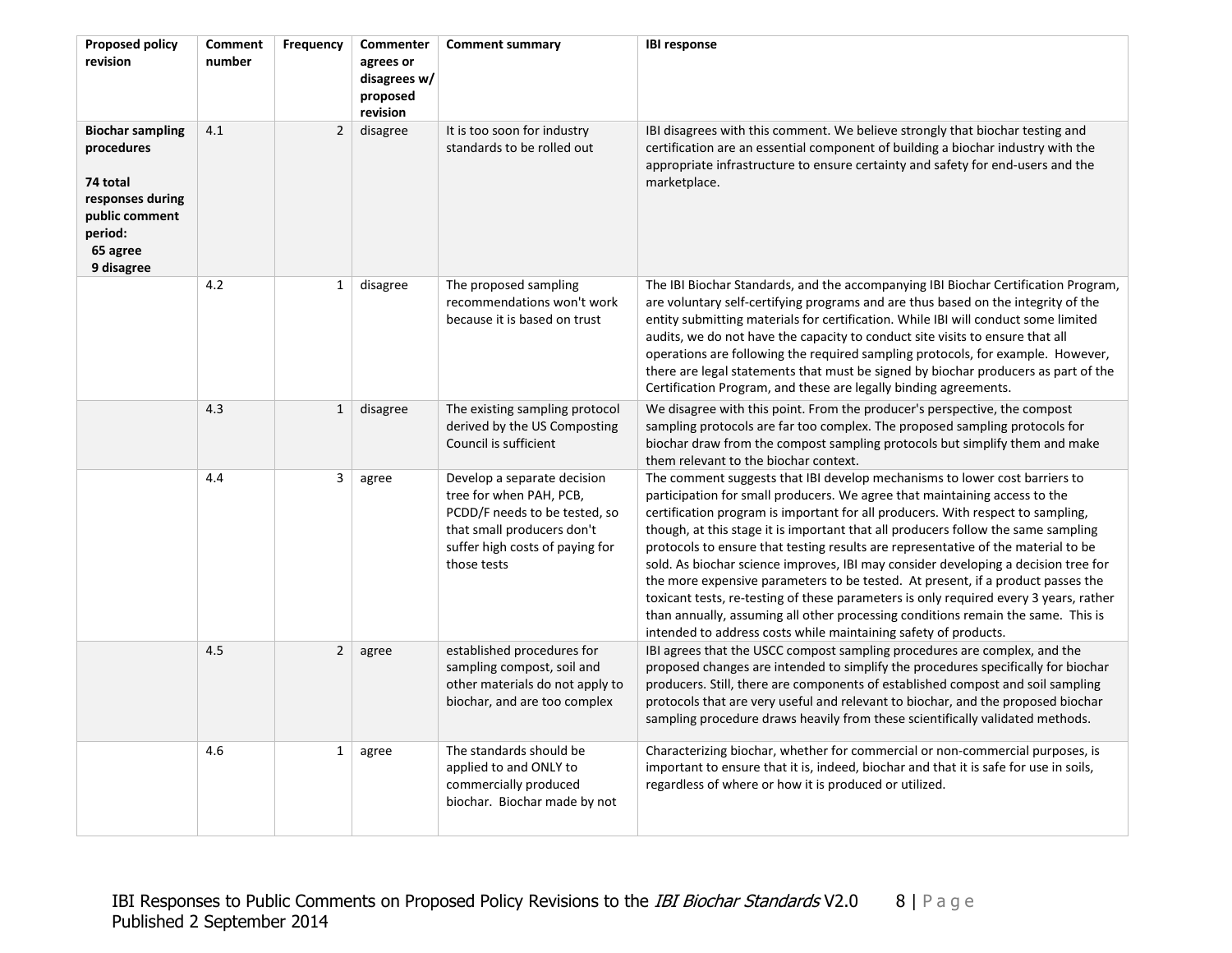| Proposed policy revision | Comment number | Frequency | Commenter agrees or disagrees w/ proposed revision | Comment summary | IBI response |
|---|---|---|---|---|---|
| **Biochar sampling procedures**<br><br>**74 total responses during public comment period:**<br>**65 agree**<br>**9 disagree** | 4.1 | 2 | disagree | It is too soon for industry standards to be rolled out | IBI disagrees with this comment. We believe strongly that biochar testing and certification are an essential component of building a biochar industry with the appropriate infrastructure to ensure certainty and safety for end-users and the marketplace. |
| | 4.2 | 1 | disagree | The proposed sampling recommendations won't work because it is based on trust | The IBI Biochar Standards, and the accompanying IBI Biochar Certification Program, are voluntary self-certifying programs and are thus based on the integrity of the entity submitting materials for certification. While IBI will conduct some limited audits, we do not have the capacity to conduct site visits to ensure that all operations are following the required sampling protocols, for example. However, there are legal statements that must be signed by biochar producers as part of the Certification Program, and these are legally binding agreements. |
| | 4.3 | 1 | disagree | The existing sampling protocol derived by the US Composting Council is sufficient | We disagree with this point. From the producer's perspective, the compost sampling protocols are far too complex. The proposed sampling protocols for biochar draw from the compost sampling protocols but simplify them and make them relevant to the biochar context. |
| | 4.4 | 3 | agree | Develop a separate decision tree for when PAH, PCB, PCDD/F needs to be tested, so that small producers don't suffer high costs of paying for those tests | The comment suggests that IBI develop mechanisms to lower cost barriers to participation for small producers. We agree that maintaining access to the certification program is important for all producers. With respect to sampling, though, at this stage it is important that all producers follow the same sampling protocols to ensure that testing results are representative of the material to be sold. As biochar science improves, IBI may consider developing a decision tree for the more expensive parameters to be tested. At present, if a product passes the toxicant tests, re-testing of these parameters is only required every 3 years, rather than annually, assuming all other processing conditions remain the same. This is intended to address costs while maintaining safety of products. |
| | 4.5 | 2 | agree | established procedures for sampling compost, soil and other materials do not apply to biochar, and are too complex | IBI agrees that the USCC compost sampling procedures are complex, and the proposed changes are intended to simplify the procedures specifically for biochar producers. Still, there are components of established compost and soil sampling protocols that are very useful and relevant to biochar, and the proposed biochar sampling procedure draws heavily from these scientifically validated methods. |
| | 4.6 | 1 | agree | The standards should be applied to and ONLY to commercially produced biochar. Biochar made by not | Characterizing biochar, whether for commercial or non-commercial purposes, is important to ensure that it is, indeed, biochar and that it is safe for use in soils, regardless of where or how it is produced or utilized. |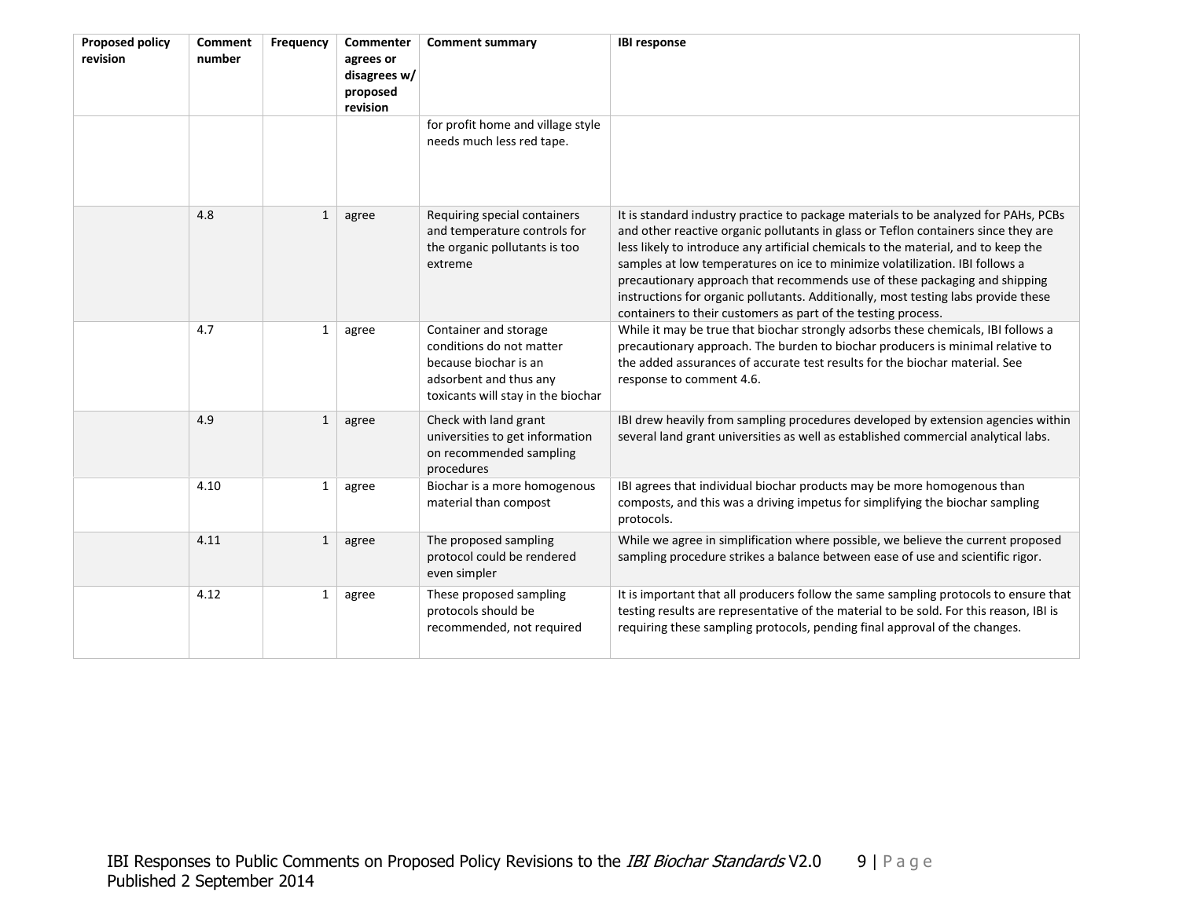| Proposed policy revision | Comment number | Frequency | Commenter agrees or disagrees w/ proposed revision | Comment summary | IBI response |
|---|---|---|---|---|---|
| | | | | for profit home and village style needs much less red tape. | |
| | 4.8 | 1 | agree | Requiring special containers and temperature controls for the organic pollutants is too extreme | It is standard industry practice to package materials to be analyzed for PAHs, PCBs and other reactive organic pollutants in glass or Teflon containers since they are less likely to introduce any artificial chemicals to the material, and to keep the samples at low temperatures on ice to minimize volatilization. IBI follows a precautionary approach that recommends use of these packaging and shipping instructions for organic pollutants. Additionally, most testing labs provide these containers to their customers as part of the testing process. |
| | 4.7 | 1 | agree | Container and storage conditions do not matter because biochar is an adsorbent and thus any toxicants will stay in the biochar | While it may be true that biochar strongly adsorbs these chemicals, IBI follows a precautionary approach. The burden to biochar producers is minimal relative to the added assurances of accurate test results for the biochar material. See response to comment 4.6. |
| | 4.9 | 1 | agree | Check with land grant universities to get information on recommended sampling procedures | IBI drew heavily from sampling procedures developed by extension agencies within several land grant universities as well as established commercial analytical labs. |
| | 4.10 | 1 | agree | Biochar is a more homogenous material than compost | IBI agrees that individual biochar products may be more homogenous than composts, and this was a driving impetus for simplifying the biochar sampling protocols. |
| | 4.11 | 1 | agree | The proposed sampling protocol could be rendered even simpler | While we agree in simplification where possible, we believe the current proposed sampling procedure strikes a balance between ease of use and scientific rigor. |
| | 4.12 | 1 | agree | These proposed sampling protocols should be recommended, not required | It is important that all producers follow the same sampling protocols to ensure that testing results are representative of the material to be sold. For this reason, IBI is requiring these sampling protocols, pending final approval of the changes. |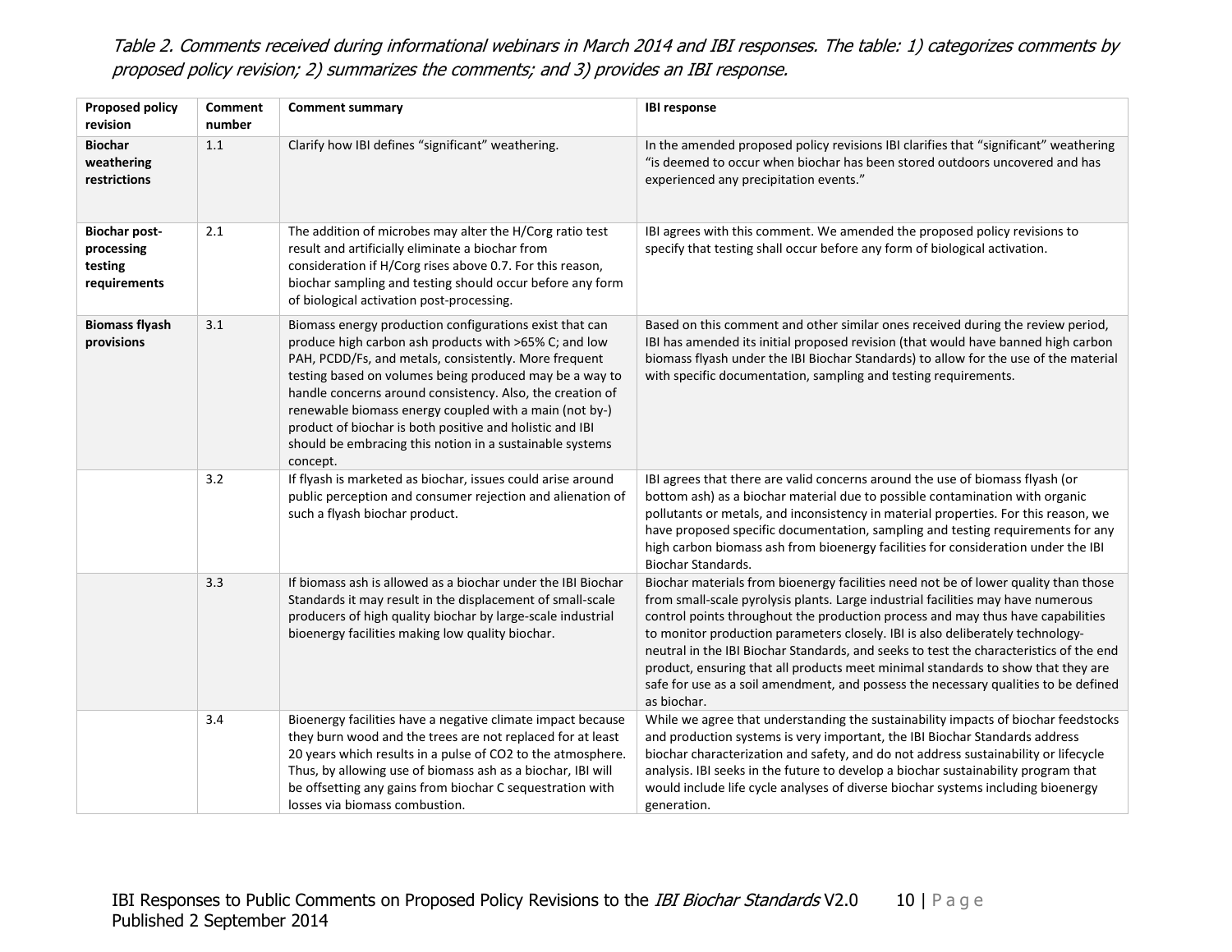*Table 2. Comments received during informational webinars in March 2014 and IBI responses. The table: 1) categorizes comments by proposed policy revision; 2) summarizes the comments; and 3) provides an IBI response.*

| Proposed policy revision | Comment number | Comment summary | IBI response |
|---|---|---|---|
| **Biochar weathering restrictions** | 1.1 | Clarify how IBI defines "significant" weathering. | In the amended proposed policy revisions IBI clarifies that "significant" weathering "is deemed to occur when biochar has been stored outdoors uncovered and has experienced any precipitation events." |
| **Biochar post-processing testing requirements** | 2.1 | The addition of microbes may alter the H/Corg ratio test result and artificially eliminate a biochar from consideration if H/Corg rises above 0.7. For this reason, biochar sampling and testing should occur before any form of biological activation post-processing. | IBI agrees with this comment. We amended the proposed policy revisions to specify that testing shall occur before any form of biological activation. |
| **Biomass flyash provisions** | 3.1 | Biomass energy production configurations exist that can produce high carbon ash products with >65% C; and low PAH, PCDD/Fs, and metals, consistently. More frequent testing based on volumes being produced may be a way to handle concerns around consistency. Also, the creation of renewable biomass energy coupled with a main (not by-) product of biochar is both positive and holistic and IBI should be embracing this notion in a sustainable systems concept. | Based on this comment and other similar ones received during the review period, IBI has amended its initial proposed revision (that would have banned high carbon biomass flyash under the IBI Biochar Standards) to allow for the use of the material with specific documentation, sampling and testing requirements. |
| | 3.2 | If flyash is marketed as biochar, issues could arise around public perception and consumer rejection and alienation of such a flyash biochar product. | IBI agrees that there are valid concerns around the use of biomass flyash (or bottom ash) as a biochar material due to possible contamination with organic pollutants or metals, and inconsistency in material properties. For this reason, we have proposed specific documentation, sampling and testing requirements for any high carbon biomass ash from bioenergy facilities for consideration under the IBI Biochar Standards. |
| | 3.3 | If biomass ash is allowed as a biochar under the IBI Biochar Standards it may result in the displacement of small-scale producers of high quality biochar by large-scale industrial bioenergy facilities making low quality biochar. | Biochar materials from bioenergy facilities need not be of lower quality than those from small-scale pyrolysis plants. Large industrial facilities may have numerous control points throughout the production process and may thus have capabilities to monitor production parameters closely. IBI is also deliberately technology-neutral in the IBI Biochar Standards, and seeks to test the characteristics of the end product, ensuring that all products meet minimal standards to show that they are safe for use as a soil amendment, and possess the necessary qualities to be defined as biochar. |
| | 3.4 | Bioenergy facilities have a negative climate impact because they burn wood and the trees are not replaced for at least 20 years which results in a pulse of CO2 to the atmosphere. Thus, by allowing use of biomass ash as a biochar, IBI will be offsetting any gains from biochar C sequestration with losses via biomass combustion. | While we agree that understanding the sustainability impacts of biochar feedstocks and production systems is very important, the IBI Biochar Standards address biochar characterization and safety, and do not address sustainability or lifecycle analysis. IBI seeks in the future to develop a biochar sustainability program that would include life cycle analyses of diverse biochar systems including bioenergy generation. |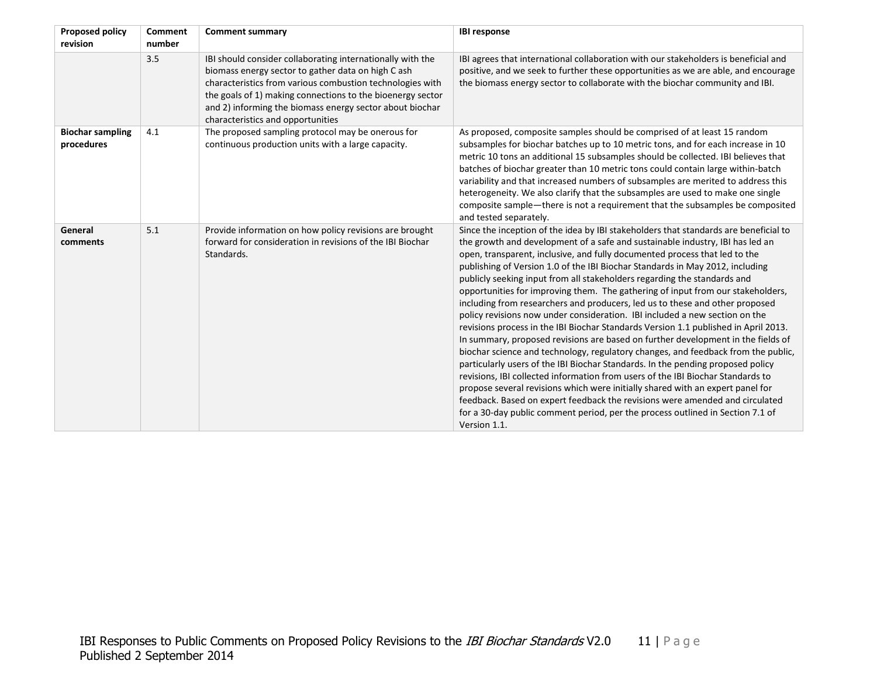| Proposed policy revision | Comment number | Comment summary | IBI response |
|---|---|---|---|
| | 3.5 | IBI should consider collaborating internationally with the biomass energy sector to gather data on high C ash characteristics from various combustion technologies with the goals of 1) making connections to the bioenergy sector and 2) informing the biomass energy sector about biochar characteristics and opportunities | IBI agrees that international collaboration with our stakeholders is beneficial and positive, and we seek to further these opportunities as we are able, and encourage the biomass energy sector to collaborate with the biochar community and IBI. |
| **Biochar sampling procedures** | 4.1 | The proposed sampling protocol may be onerous for continuous production units with a large capacity. | As proposed, composite samples should be comprised of at least 15 random subsamples for biochar batches up to 10 metric tons, and for each increase in 10 metric 10 tons an additional 15 subsamples should be collected. IBI believes that batches of biochar greater than 10 metric tons could contain large within-batch variability and that increased numbers of subsamples are merited to address this heterogeneity. We also clarify that the subsamples are used to make one single composite sample—there is not a requirement that the subsamples be composited and tested separately. |
| **General comments** | 5.1 | Provide information on how policy revisions are brought forward for consideration in revisions of the IBI Biochar Standards. | Since the inception of the idea by IBI stakeholders that standards are beneficial to the growth and development of a safe and sustainable industry, IBI has led an open, transparent, inclusive, and fully documented process that led to the publishing of Version 1.0 of the IBI Biochar Standards in May 2012, including publicly seeking input from all stakeholders regarding the standards and opportunities for improving them. The gathering of input from our stakeholders, including from researchers and producers, led us to these and other proposed policy revisions now under consideration. IBI included a new section on the revisions process in the IBI Biochar Standards Version 1.1 published in April 2013. In summary, proposed revisions are based on further development in the fields of biochar science and technology, regulatory changes, and feedback from the public, particularly users of the IBI Biochar Standards. In the pending proposed policy revisions, IBI collected information from users of the IBI Biochar Standards to propose several revisions which were initially shared with an expert panel for feedback. Based on expert feedback the revisions were amended and circulated for a 30-day public comment period, per the process outlined in Section 7.1 of Version 1.1. |